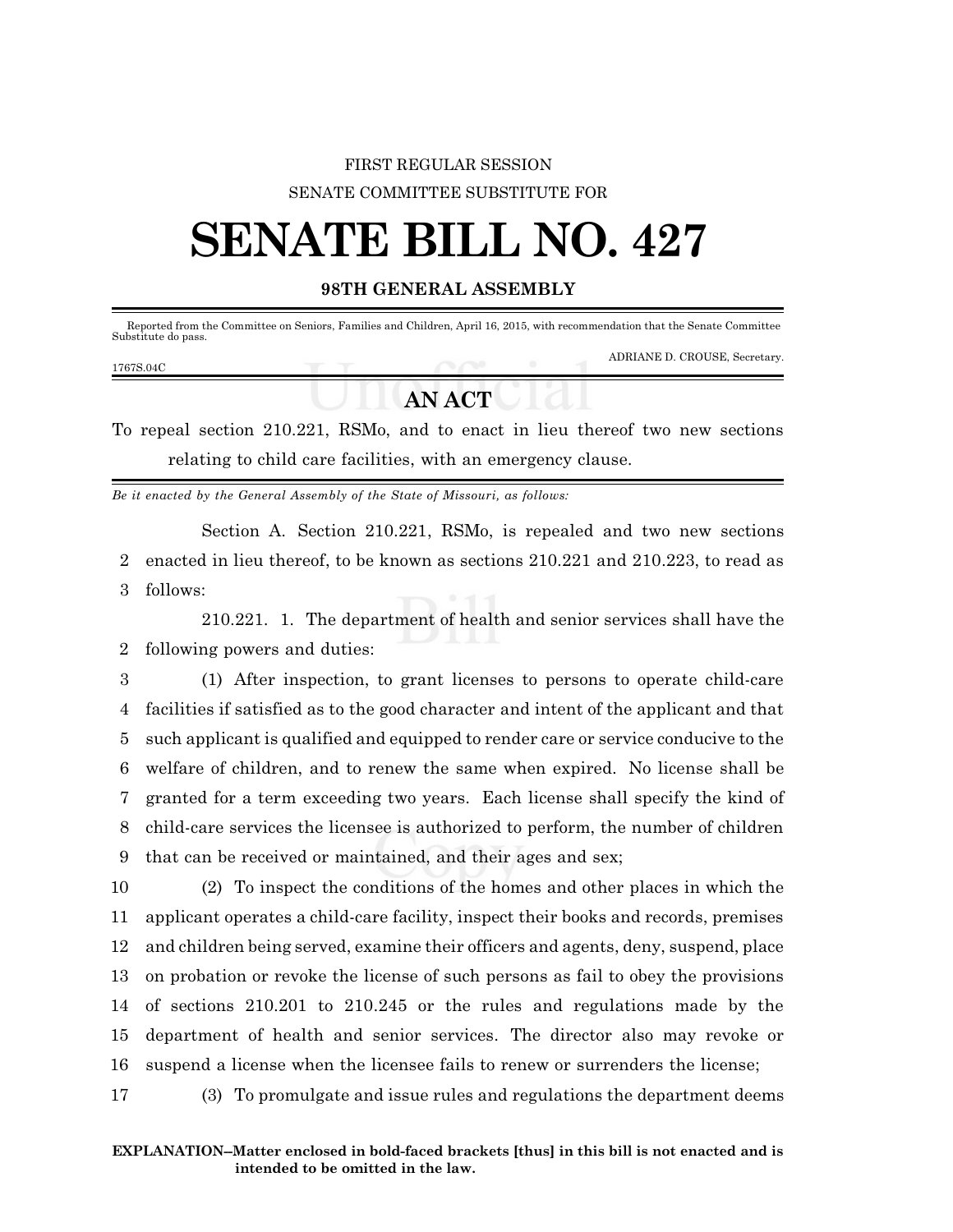FIRST REGULAR SESSION

SENATE COMMITTEE SUBSTITUTE FOR

# SENATE BILL NO. 427

## 98TH GENERAL ASSEMBLY

Reported from the Committee on Seniors, Families and Children, April 16, 2015, with recommendation that the Senate Committee Substitute do pass.

ADRIANE D. CROUSE, Secretary.

1767S.04C

## AN ACT

To repeal section 210.221, RSMo, and to enact in lieu thereof two new sections relating to child care facilities, with an emergency clause.

*Be it enacted by the General Assembly of the State of Missouri, as follows:*

Section A. Section 210.221, RSMo, is repealed and two new sections
2 enacted in lieu thereof, to be known as sections 210.221 and 210.223, to read as
3 follows:

210.221. 1. The department of health and senior services shall have the
2 following powers and duties:

3 (1) After inspection, to grant licenses to persons to operate child-care
4 facilities if satisfied as to the good character and intent of the applicant and that
5 such applicant is qualified and equipped to render care or service conducive to the
6 welfare of children, and to renew the same when expired. No license shall be
7 granted for a term exceeding two years. Each license shall specify the kind of
8 child-care services the licensee is authorized to perform, the number of children
9 that can be received or maintained, and their ages and sex;

10 (2) To inspect the conditions of the homes and other places in which the
11 applicant operates a child-care facility, inspect their books and records, premises
12 and children being served, examine their officers and agents, deny, suspend, place
13 on probation or revoke the license of such persons as fail to obey the provisions
14 of sections 210.201 to 210.245 or the rules and regulations made by the
15 department of health and senior services. The director also may revoke or
16 suspend a license when the licensee fails to renew or surrenders the license;

17 (3) To promulgate and issue rules and regulations the department deems

**EXPLANATION–Matter enclosed in bold-faced brackets [thus] in this bill is not enacted and is intended to be omitted in the law.**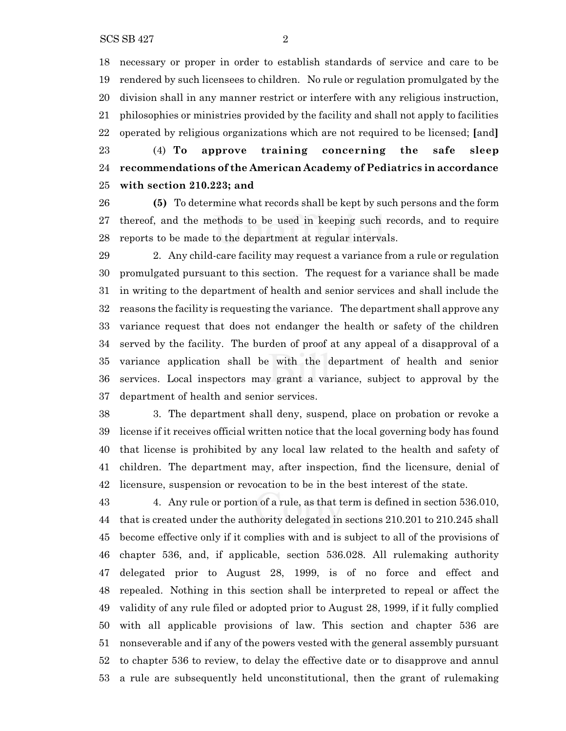necessary or proper in order to establish standards of service and care to be rendered by such licensees to children. No rule or regulation promulgated by the division shall in any manner restrict or interfere with any religious instruction, philosophies or ministries provided by the facility and shall not apply to facilities operated by religious organizations which are not required to be licensed; [and]

(4) **To approve training concerning the safe sleep recommendations of the American Academy of Pediatrics in accordance with section 210.223; and**

**(5)** To determine what records shall be kept by such persons and the form thereof, and the methods to be used in keeping such records, and to require reports to be made to the department at regular intervals.

2. Any child-care facility may request a variance from a rule or regulation promulgated pursuant to this section. The request for a variance shall be made in writing to the department of health and senior services and shall include the reasons the facility is requesting the variance. The department shall approve any variance request that does not endanger the health or safety of the children served by the facility. The burden of proof at any appeal of a disapproval of a variance application shall be with the department of health and senior services. Local inspectors may grant a variance, subject to approval by the department of health and senior services.

3. The department shall deny, suspend, place on probation or revoke a license if it receives official written notice that the local governing body has found that license is prohibited by any local law related to the health and safety of children. The department may, after inspection, find the licensure, denial of licensure, suspension or revocation to be in the best interest of the state.

4. Any rule or portion of a rule, as that term is defined in section 536.010, that is created under the authority delegated in sections 210.201 to 210.245 shall become effective only if it complies with and is subject to all of the provisions of chapter 536, and, if applicable, section 536.028. All rulemaking authority delegated prior to August 28, 1999, is of no force and effect and repealed. Nothing in this section shall be interpreted to repeal or affect the validity of any rule filed or adopted prior to August 28, 1999, if it fully complied with all applicable provisions of law. This section and chapter 536 are nonseverable and if any of the powers vested with the general assembly pursuant to chapter 536 to review, to delay the effective date or to disapprove and annul a rule are subsequently held unconstitutional, then the grant of rulemaking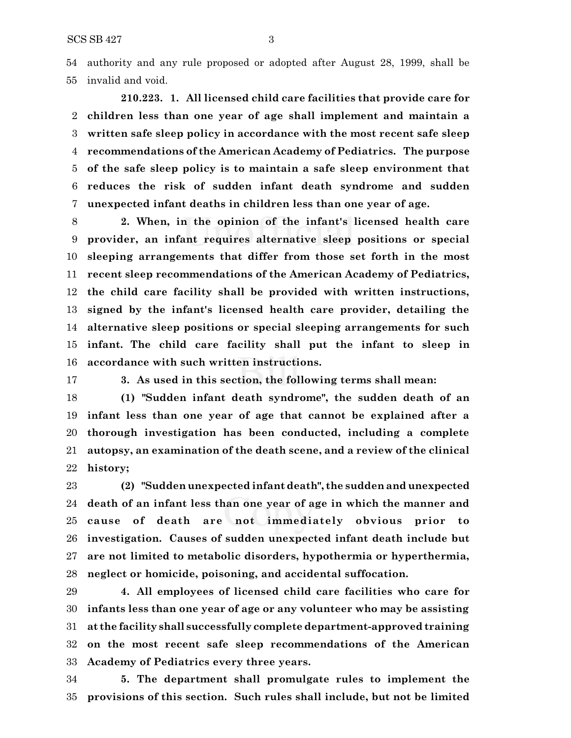authority and any rule proposed or adopted after August 28, 1999, shall be invalid and void.

**210.223. 1. All licensed child care facilities that provide care for children less than one year of age shall implement and maintain a written safe sleep policy in accordance with the most recent safe sleep recommendations of the American Academy of Pediatrics. The purpose of the safe sleep policy is to maintain a safe sleep environment that reduces the risk of sudden infant death syndrome and sudden unexpected infant deaths in children less than one year of age.**

**2. When, in the opinion of the infant's licensed health care provider, an infant requires alternative sleep positions or special sleeping arrangements that differ from those set forth in the most recent sleep recommendations of the American Academy of Pediatrics, the child care facility shall be provided with written instructions, signed by the infant's licensed health care provider, detailing the alternative sleep positions or special sleeping arrangements for such infant. The child care facility shall put the infant to sleep in accordance with such written instructions.**

**3. As used in this section, the following terms shall mean:**

**(1) "Sudden infant death syndrome", the sudden death of an infant less than one year of age that cannot be explained after a thorough investigation has been conducted, including a complete autopsy, an examination of the death scene, and a review of the clinical history;**

**(2) "Sudden unexpected infant death", the sudden and unexpected death of an infant less than one year of age in which the manner and cause of death are not immediately obvious prior to investigation. Causes of sudden unexpected infant death include but are not limited to metabolic disorders, hypothermia or hyperthermia, neglect or homicide, poisoning, and accidental suffocation.**

**4. All employees of licensed child care facilities who care for infants less than one year of age or any volunteer who may be assisting at the facility shall successfully complete department-approved training on the most recent safe sleep recommendations of the American Academy of Pediatrics every three years.**

**5. The department shall promulgate rules to implement the provisions of this section. Such rules shall include, but not be limited**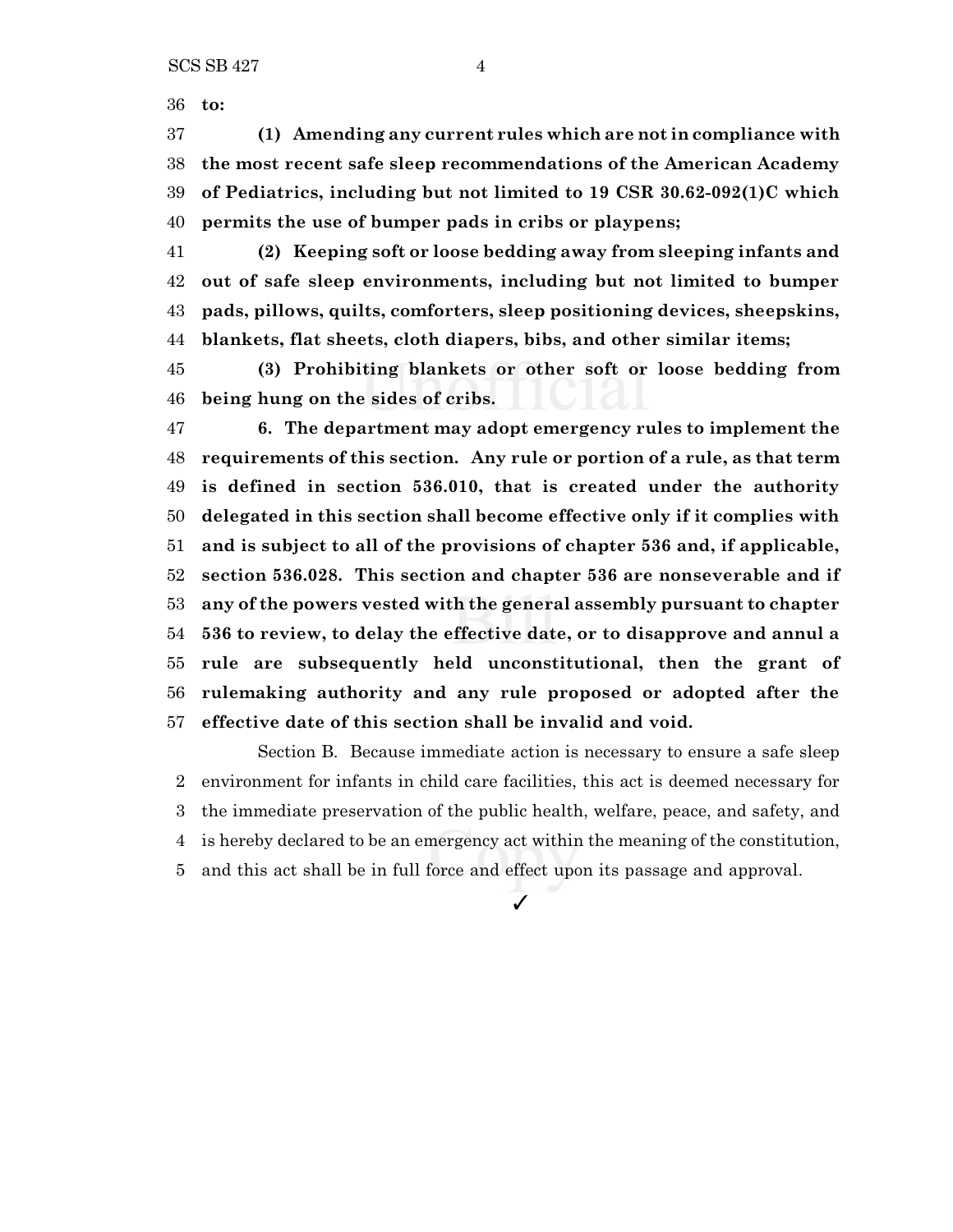**to:**

**(1) Amending any current rules which are not in compliance with the most recent safe sleep recommendations of the American Academy of Pediatrics, including but not limited to 19 CSR 30.62-092(1)C which permits the use of bumper pads in cribs or playpens;**

**(2) Keeping soft or loose bedding away from sleeping infants and out of safe sleep environments, including but not limited to bumper pads, pillows, quilts, comforters, sleep positioning devices, sheepskins, blankets, flat sheets, cloth diapers, bibs, and other similar items;**

**(3) Prohibiting blankets or other soft or loose bedding from being hung on the sides of cribs.**

**6. The department may adopt emergency rules to implement the requirements of this section. Any rule or portion of a rule, as that term is defined in section 536.010, that is created under the authority delegated in this section shall become effective only if it complies with and is subject to all of the provisions of chapter 536 and, if applicable, section 536.028. This section and chapter 536 are nonseverable and if any of the powers vested with the general assembly pursuant to chapter 536 to review, to delay the effective date, or to disapprove and annul a rule are subsequently held unconstitutional, then the grant of rulemaking authority and any rule proposed or adopted after the effective date of this section shall be invalid and void.**

Section B. Because immediate action is necessary to ensure a safe sleep environment for infants in child care facilities, this act is deemed necessary for the immediate preservation of the public health, welfare, peace, and safety, and is hereby declared to be an emergency act within the meaning of the constitution, and this act shall be in full force and effect upon its passage and approval.

✓